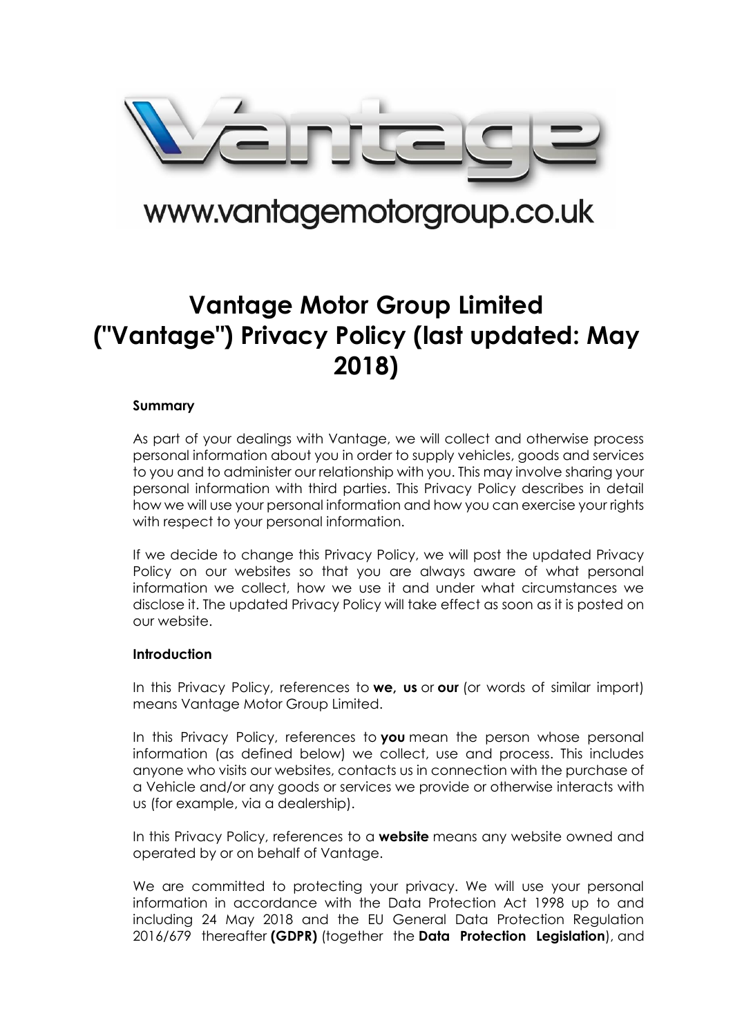www.vantagemotorgroup.co.uk

# Vantage Motor Group Limited ("Vantage") Privacy Policy (last updated: May 2018)

**Summary**

As part of your dealings with Vantage, we will collect and otherwise process personal information about you in order to supply vehicles, goods and services to you and to administer our relationship with you. This may involve sharing your personal information with third parties. This Privacy Policy describes in detail how we will use your personal information and how you can exercise your rights with respect to your personal information.

If we decide to change this Privacy Policy, we will post the updated Privacy Policy on our websites so that you are always aware of what personal information we collect, how we use it and under what circumstances we disclose it. The updated Privacy Policy will take effect as soon as it is posted on our website.

**Introduction**

In this Privacy Policy, references to **we, us** or **our** (or words of similar import) means Vantage Motor Group Limited.

In this Privacy Policy, references to **you** mean the person whose personal information (as defined below) we collect, use and process. This includes anyone who visits our websites, contacts us in connection with the purchase of a Vehicle and/or any goods or services we provide or otherwise interacts with us (for example, via a dealership).

In this Privacy Policy, references to a **website** means any website owned and operated by or on behalf of Vantage.

We are committed to protecting your privacy. We will use your personal information in accordance with the Data Protection Act 1998 up to and including 24 May 2018 and the EU General Data Protection Regulation 2016/679 thereafter **(GDPR)** (together the **Data Protection Legislation**), and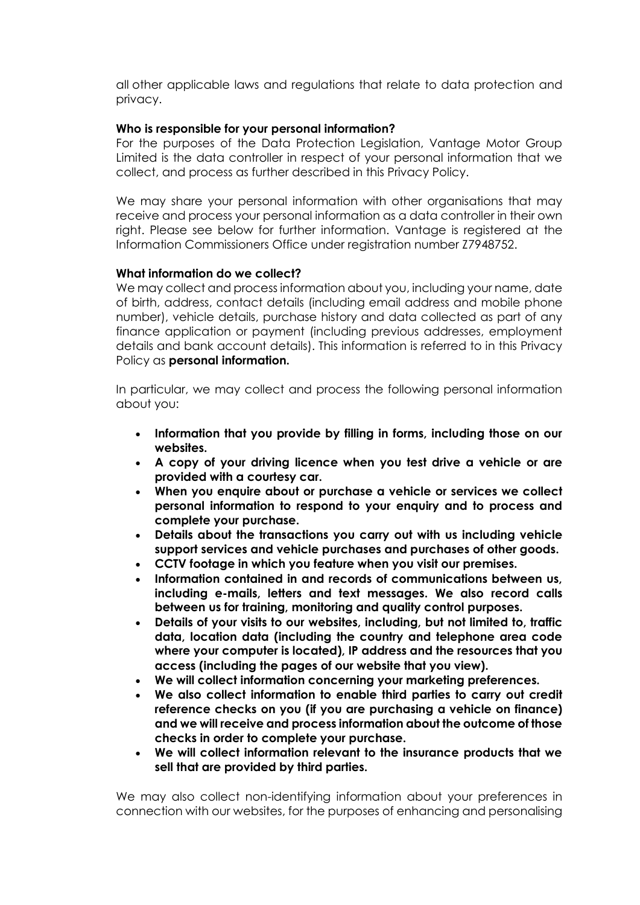all other applicable laws and regulations that relate to data protection and privacy.

**Who is responsible for your personal information?**

For the purposes of the Data Protection Legislation, Vantage Motor Group Limited is the data controller in respect of your personal information that we collect, and process as further described in this Privacy Policy.

We may share your personal information with other organisations that may receive and process your personal information as a data controller in their own right. Please see below for further information. Vantage is registered at the Information Commissioners Office under registration number Z7948752.

**What information do we collect?**

We may collect and process information about you, including your name, date of birth, address, contact details (including email address and mobile phone number), vehicle details, purchase history and data collected as part of any finance application or payment (including previous addresses, employment details and bank account details). This information is referred to in this Privacy Policy as **personal information.**

In particular, we may collect and process the following personal information about you:

- **Information that you provide by filling in forms, including those on our websites.**
- **A copy of your driving licence when you test drive a vehicle or are provided with a courtesy car.**
- **When you enquire about or purchase a vehicle or services we collect personal information to respond to your enquiry and to process and complete your purchase.**
- **Details about the transactions you carry out with us including vehicle support services and vehicle purchases and purchases of other goods.**
- **CCTV footage in which you feature when you visit our premises.**
- **Information contained in and records of communications between us, including e-mails, letters and text messages. We also record calls between us for training, monitoring and quality control purposes.**
- **Details of your visits to our websites, including, but not limited to, traffic data, location data (including the country and telephone area code where your computer is located), IP address and the resources that you access (including the pages of our website that you view).**
- **We will collect information concerning your marketing preferences.**
- **We also collect information to enable third parties to carry out credit reference checks on you (if you are purchasing a vehicle on finance) and we will receive and process information about the outcome of those checks in order to complete your purchase.**
- **We will collect information relevant to the insurance products that we sell that are provided by third parties.**

We may also collect non-identifying information about your preferences in connection with our websites, for the purposes of enhancing and personalising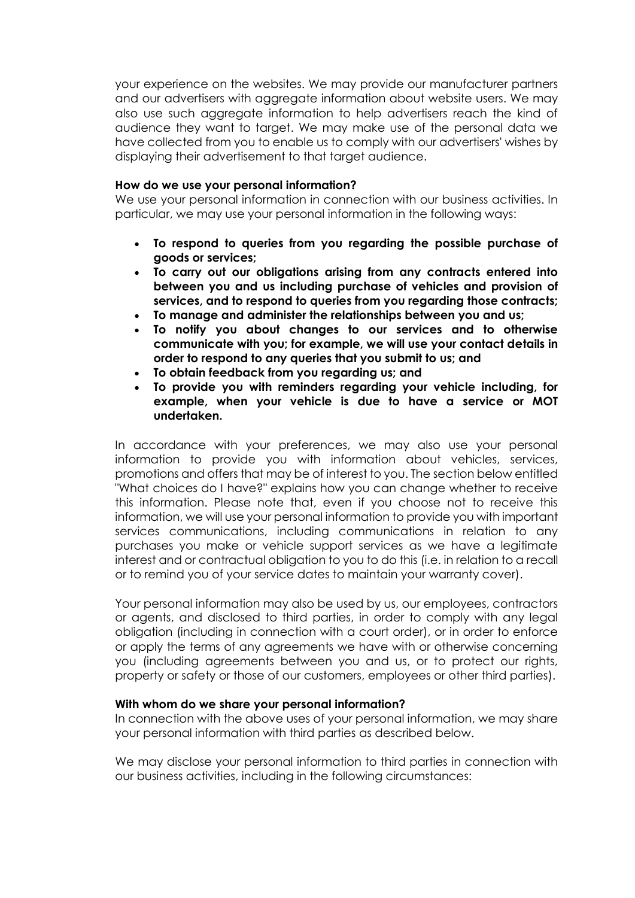your experience on the websites. We may provide our manufacturer partners and our advertisers with aggregate information about website users. We may also use such aggregate information to help advertisers reach the kind of audience they want to target. We may make use of the personal data we have collected from you to enable us to comply with our advertisers' wishes by displaying their advertisement to that target audience.

**How do we use your personal information?**

We use your personal information in connection with our business activities. In particular, we may use your personal information in the following ways:

- **To respond to queries from you regarding the possible purchase of goods or services;**
- **To carry out our obligations arising from any contracts entered into between you and us including purchase of vehicles and provision of services, and to respond to queries from you regarding those contracts;**
- **To manage and administer the relationships between you and us;**
- **To notify you about changes to our services and to otherwise communicate with you; for example, we will use your contact details in order to respond to any queries that you submit to us; and**
- **To obtain feedback from you regarding us; and**
- **To provide you with reminders regarding your vehicle including, for example, when your vehicle is due to have a service or MOT undertaken.**

In accordance with your preferences, we may also use your personal information to provide you with information about vehicles, services, promotions and offers that may be of interest to you. The section below entitled "What choices do I have?" explains how you can change whether to receive this information. Please note that, even if you choose not to receive this information, we will use your personal information to provide you with important services communications, including communications in relation to any purchases you make or vehicle support services as we have a legitimate interest and or contractual obligation to you to do this (i.e. in relation to a recall or to remind you of your service dates to maintain your warranty cover).

Your personal information may also be used by us, our employees, contractors or agents, and disclosed to third parties, in order to comply with any legal obligation (including in connection with a court order), or in order to enforce or apply the terms of any agreements we have with or otherwise concerning you (including agreements between you and us, or to protect our rights, property or safety or those of our customers, employees or other third parties).

**With whom do we share your personal information?**

In connection with the above uses of your personal information, we may share your personal information with third parties as described below.

We may disclose your personal information to third parties in connection with our business activities, including in the following circumstances: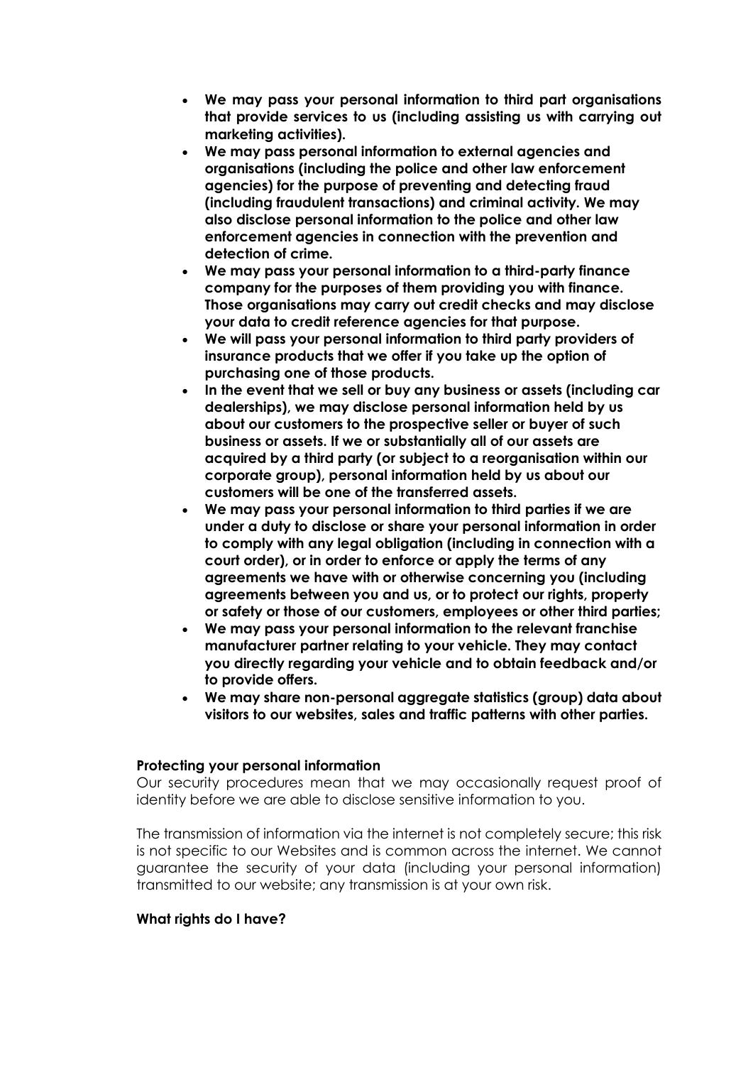- **We may pass your personal information to third part organisations that provide services to us (including assisting us with carrying out marketing activities).**
- **We may pass personal information to external agencies and organisations (including the police and other law enforcement agencies) for the purpose of preventing and detecting fraud (including fraudulent transactions) and criminal activity. We may also disclose personal information to the police and other law enforcement agencies in connection with the prevention and detection of crime.**
- **We may pass your personal information to a third-party finance company for the purposes of them providing you with finance. Those organisations may carry out credit checks and may disclose your data to credit reference agencies for that purpose.**
- **We will pass your personal information to third party providers of insurance products that we offer if you take up the option of purchasing one of those products.**
- **In the event that we sell or buy any business or assets (including car dealerships), we may disclose personal information held by us about our customers to the prospective seller or buyer of such business or assets. If we or substantially all of our assets are acquired by a third party (or subject to a reorganisation within our corporate group), personal information held by us about our customers will be one of the transferred assets.**
- **We may pass your personal information to third parties if we are under a duty to disclose or share your personal information in order to comply with any legal obligation (including in connection with a court order), or in order to enforce or apply the terms of any agreements we have with or otherwise concerning you (including agreements between you and us, or to protect our rights, property or safety or those of our customers, employees or other third parties;**
- **We may pass your personal information to the relevant franchise manufacturer partner relating to your vehicle. They may contact you directly regarding your vehicle and to obtain feedback and/or to provide offers.**
- **We may share non-personal aggregate statistics (group) data about visitors to our websites, sales and traffic patterns with other parties.**

**Protecting your personal information**

Our security procedures mean that we may occasionally request proof of identity before we are able to disclose sensitive information to you.

The transmission of information via the internet is not completely secure; this risk is not specific to our Websites and is common across the internet. We cannot guarantee the security of your data (including your personal information) transmitted to our website; any transmission is at your own risk.

**What rights do I have?**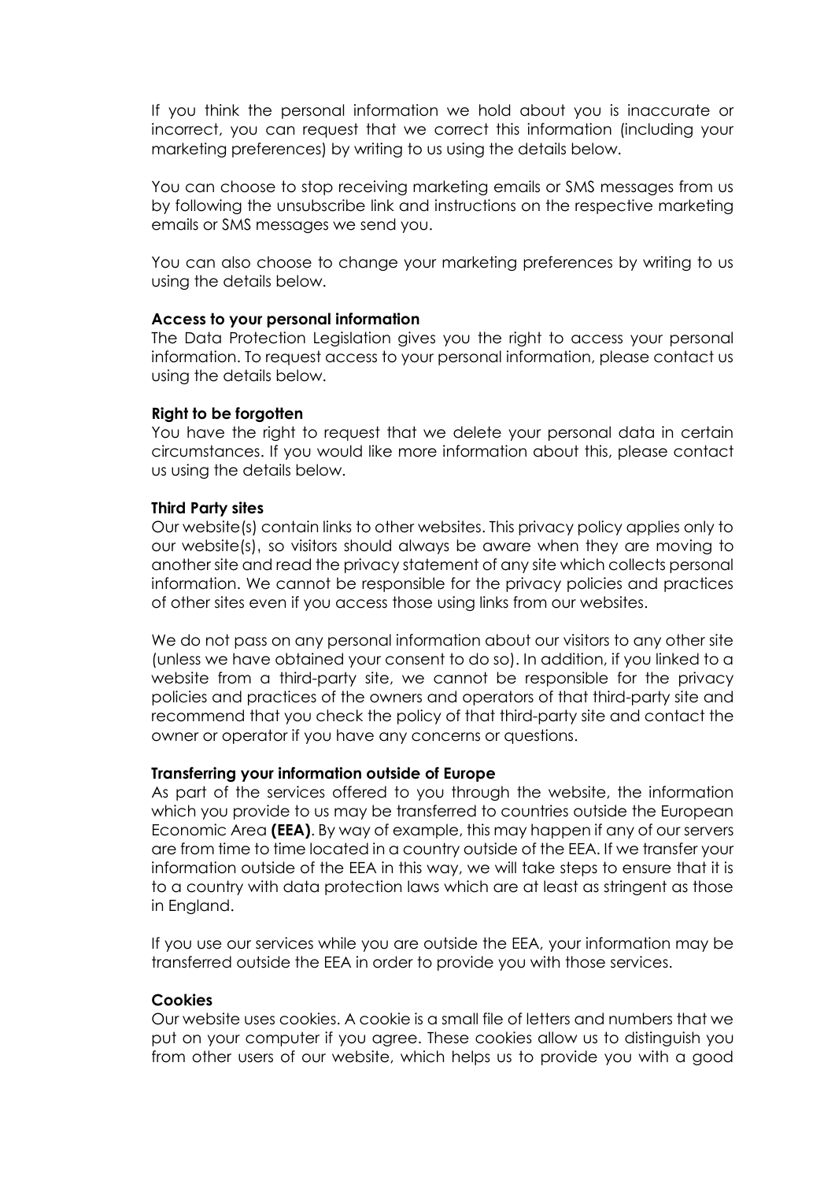If you think the personal information we hold about you is inaccurate or incorrect, you can request that we correct this information (including your marketing preferences) by writing to us using the details below.

You can choose to stop receiving marketing emails or SMS messages from us by following the unsubscribe link and instructions on the respective marketing emails or SMS messages we send you.

You can also choose to change your marketing preferences by writing to us using the details below.

**Access to your personal information**

The Data Protection Legislation gives you the right to access your personal information. To request access to your personal information, please contact us using the details below.

**Right to be forgotten**

You have the right to request that we delete your personal data in certain circumstances. If you would like more information about this, please contact us using the details below.

**Third Party sites**

Our website(s) contain links to other websites. This privacy policy applies only to our website(s), so visitors should always be aware when they are moving to another site and read the privacy statement of any site which collects personal information. We cannot be responsible for the privacy policies and practices of other sites even if you access those using links from our websites.

We do not pass on any personal information about our visitors to any other site (unless we have obtained your consent to do so). In addition, if you linked to a website from a third-party site, we cannot be responsible for the privacy policies and practices of the owners and operators of that third-party site and recommend that you check the policy of that third-party site and contact the owner or operator if you have any concerns or questions.

**Transferring your information outside of Europe**

As part of the services offered to you through the website, the information which you provide to us may be transferred to countries outside the European Economic Area **(EEA)**. By way of example, this may happen if any of our servers are from time to time located in a country outside of the EEA. If we transfer your information outside of the EEA in this way, we will take steps to ensure that it is to a country with data protection laws which are at least as stringent as those in England.

If you use our services while you are outside the EEA, your information may be transferred outside the EEA in order to provide you with those services.

**Cookies**

Our website uses cookies. A cookie is a small file of letters and numbers that we put on your computer if you agree. These cookies allow us to distinguish you from other users of our website, which helps us to provide you with a good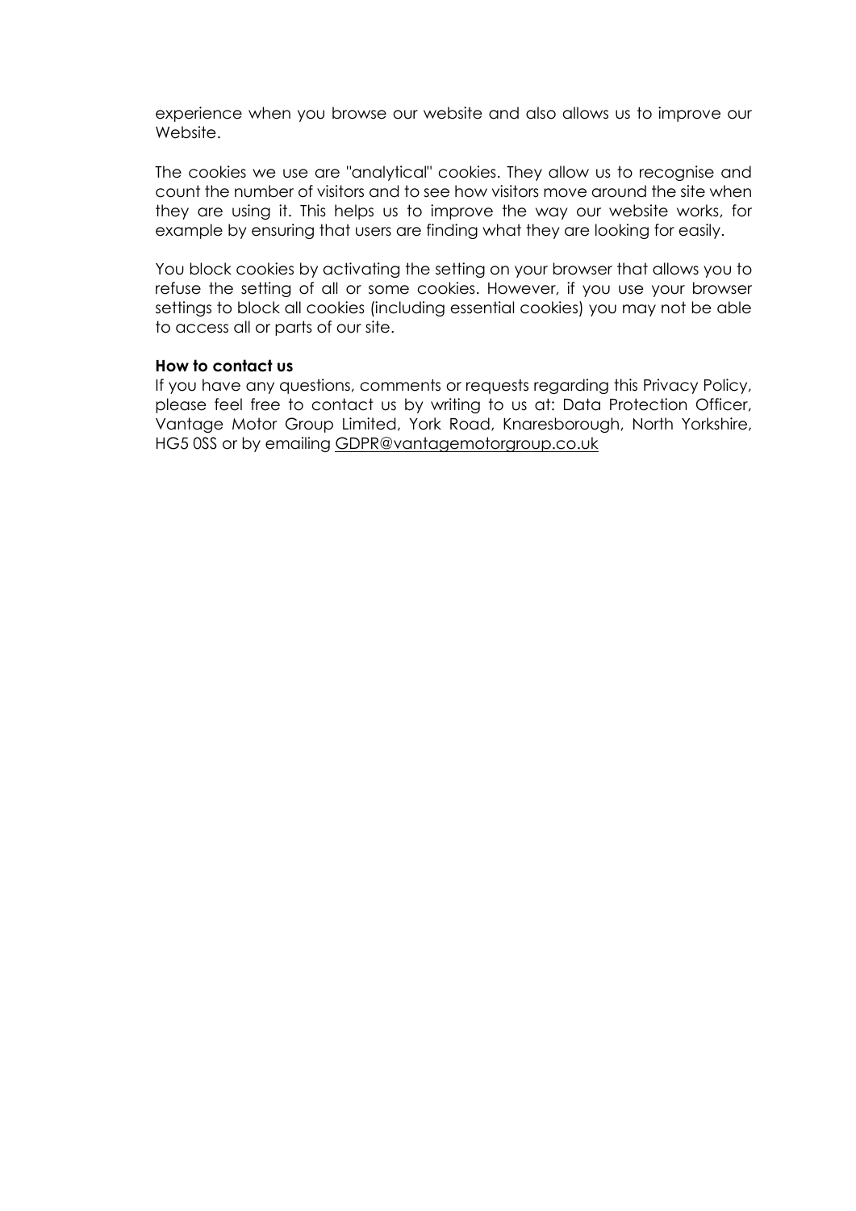experience when you browse our website and also allows us to improve our Website.

The cookies we use are "analytical" cookies. They allow us to recognise and count the number of visitors and to see how visitors move around the site when they are using it. This helps us to improve the way our website works, for example by ensuring that users are finding what they are looking for easily.

You block cookies by activating the setting on your browser that allows you to refuse the setting of all or some cookies. However, if you use your browser settings to block all cookies (including essential cookies) you may not be able to access all or parts of our site.

**How to contact us**

If you have any questions, comments or requests regarding this Privacy Policy, please feel free to contact us by writing to us at: Data Protection Officer, Vantage Motor Group Limited, York Road, Knaresborough, North Yorkshire, HG5 0SS or by emailing GDPR@vantagemotorgroup.co.uk